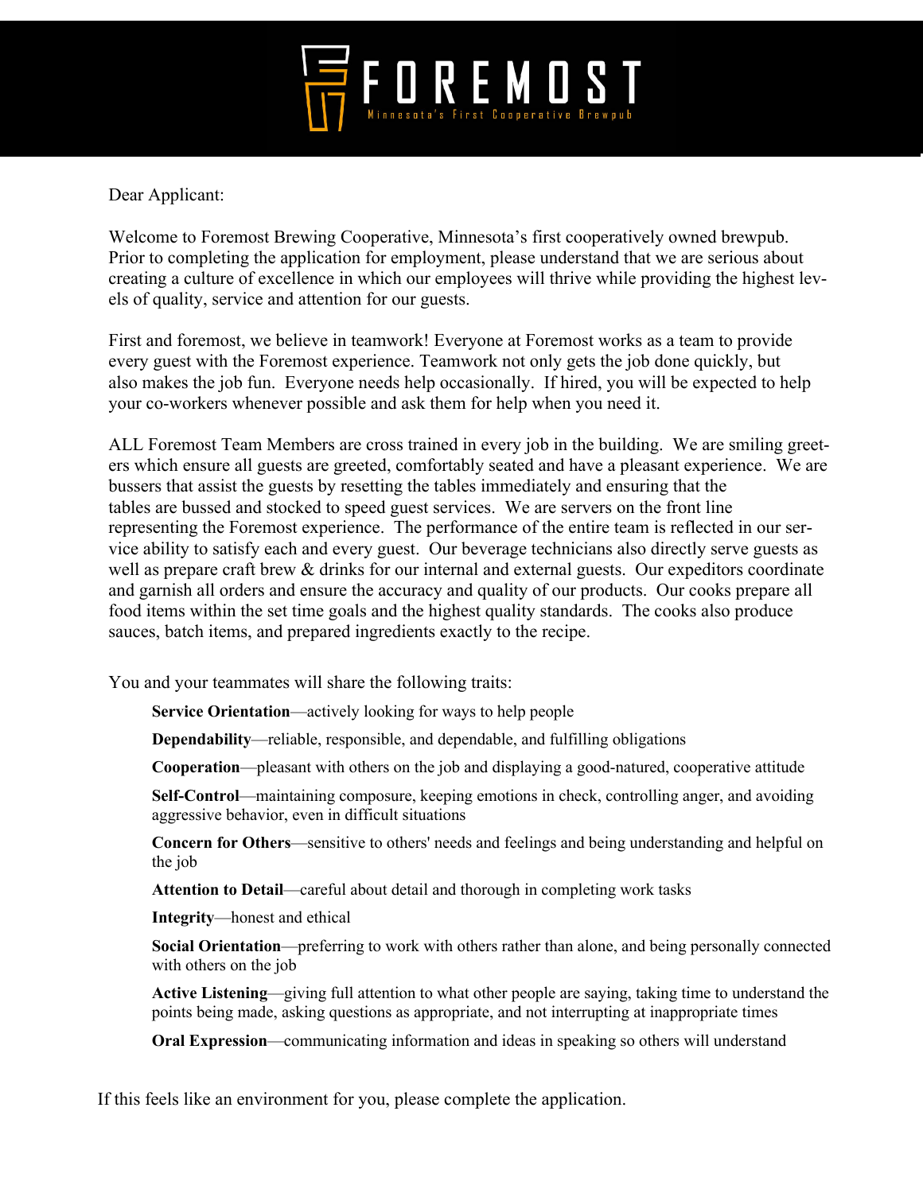# FOREMOST

Minnesota's First Cooperative Brewpub

Dear Applicant:

Welcome to Foremost Brewing Cooperative, Minnesota's first cooperatively owned brewpub. Prior to completing the application for employment, please understand that we are serious about creating a culture of excellence in which our employees will thrive while providing the highest levels of quality, service and attention for our guests.

First and foremost, we believe in teamwork! Everyone at Foremost works as a team to provide every guest with the Foremost experience. Teamwork not only gets the job done quickly, but also makes the job fun. Everyone needs help occasionally. If hired, you will be expected to help your co-workers whenever possible and ask them for help when you need it.

ALL Foremost Team Members are cross trained in every job in the building. We are smiling greeters which ensure all guests are greeted, comfortably seated and have a pleasant experience. We are bussers that assist the guests by resetting the tables immediately and ensuring that the tables are bussed and stocked to speed guest services. We are servers on the front line representing the Foremost experience. The performance of the entire team is reflected in our service ability to satisfy each and every guest. Our beverage technicians also directly serve guests as well as prepare craft brew & drinks for our internal and external guests. Our expeditors coordinate and garnish all orders and ensure the accuracy and quality of our products. Our cooks prepare all food items within the set time goals and the highest quality standards. The cooks also produce sauces, batch items, and prepared ingredients exactly to the recipe.

You and your teammates will share the following traits:

- **Service Orientation**—actively looking for ways to help people
- **Dependability**—reliable, responsible, and dependable, and fulfilling obligations
- **Cooperation**—pleasant with others on the job and displaying a good-natured, cooperative attitude
- **Self-Control**—maintaining composure, keeping emotions in check, controlling anger, and avoiding aggressive behavior, even in difficult situations
- **Concern for Others**—sensitive to others' needs and feelings and being understanding and helpful on the job
- **Attention to Detail**—careful about detail and thorough in completing work tasks
- **Integrity**—honest and ethical
- **Social Orientation**—preferring to work with others rather than alone, and being personally connected with others on the job
- **Active Listening**—giving full attention to what other people are saying, taking time to understand the points being made, asking questions as appropriate, and not interrupting at inappropriate times
- **Oral Expression**—communicating information and ideas in speaking so others will understand

If this feels like an environment for you, please complete the application.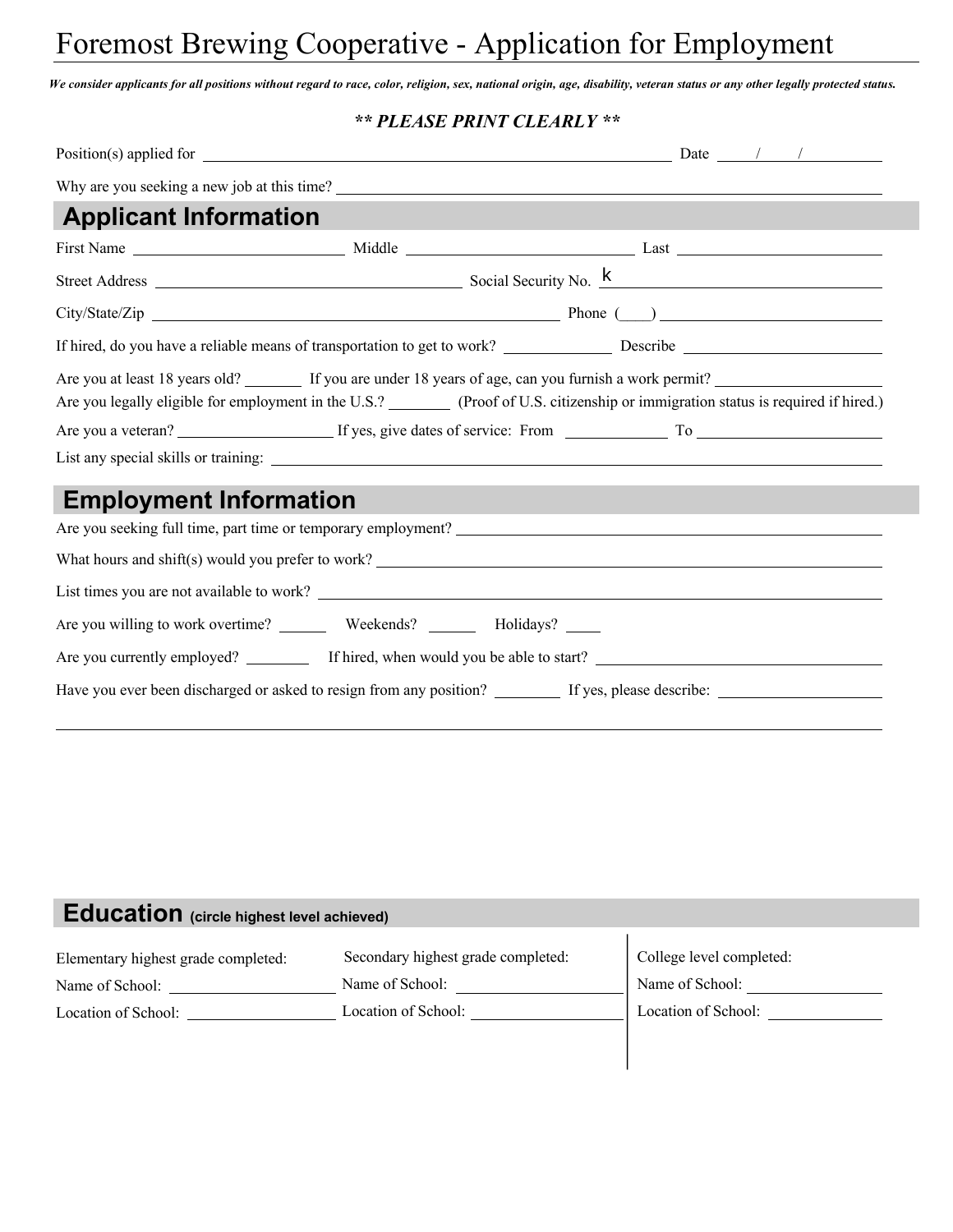# Foremost Brewing Cooperative - Application for Employment

***We consider applicants for all positions without regard to race, color, religion, sex, national origin, age, disability, veteran status or any other legally protected status.***

***** PLEASE PRINT CLEARLY *****

Position(s) applied for ______________________ Date ____/____/________

Why are you seeking a new job at this time? ______________________

## Applicant Information

First Name ______________ Middle ______________ Last ______________

Street Address ______________________ Social Security No. k

City/State/Zip ______________________ Phone (____) ______________

If hired, do you have a reliable means of transportation to get to work? ________ Describe ______________

Are you at least 18 years old? ______ If you are under 18 years of age, can you furnish a work permit? ______________

Are you legally eligible for employment in the U.S.? ______ (Proof of U.S. citizenship or immigration status is required if hired.)

Are you a veteran? ______________ If yes, give dates of service: From ________ To ______________

List any special skills or training: ______________________

## Employment Information

Are you seeking full time, part time or temporary employment? ______________________

What hours and shift(s) would you prefer to work? ______________________

List times you are not available to work? ______________________

Are you willing to work overtime? ______ Weekends? ______ Holidays? ____

Are you currently employed? ______ If hired, when would you be able to start? ______________________

Have you ever been discharged or asked to resign from any position? ______ If yes, please describe: ______________

______________________________________________

## Education (circle highest level achieved)

Elementary highest grade completed:

Name of School: ______________

Location of School: ______________

Secondary highest grade completed:

Name of School: ______________

Location of School: ______________

College level completed:

Name of School: ______________

Location of School: ______________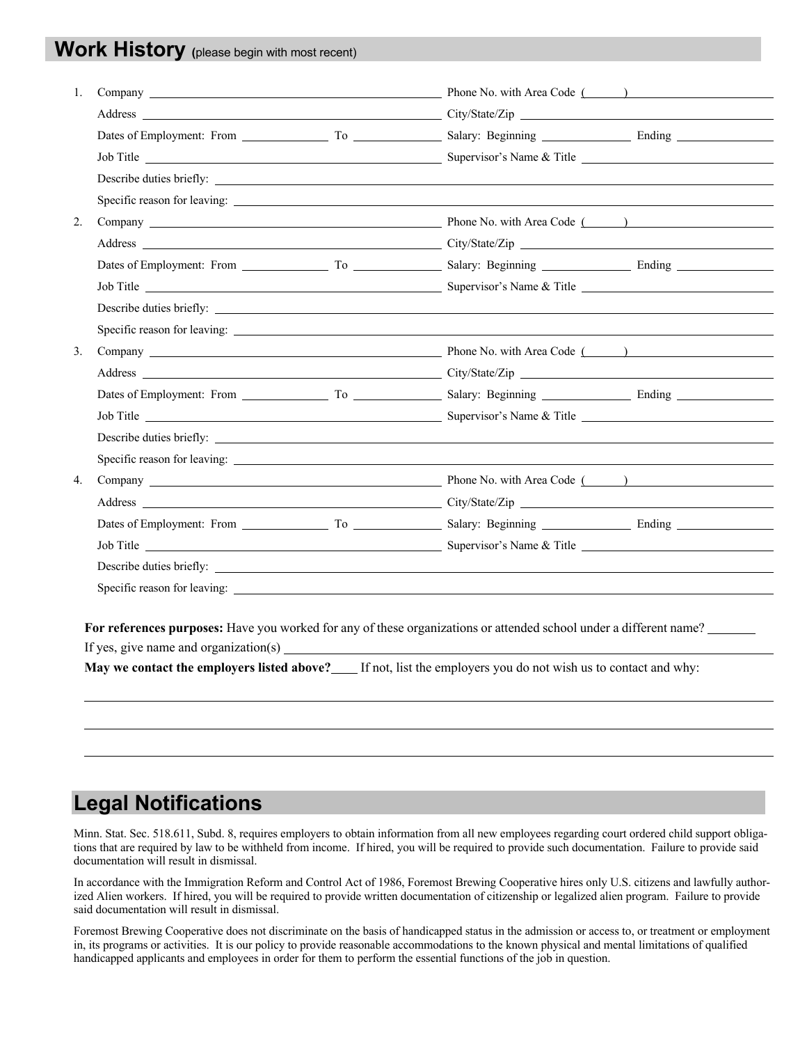## Work History (please begin with most recent)

1. Company ______________________________ Phone No. with Area Code ( ) ______________________
   Address ______________________________ City/State/Zip ______________________________
   Dates of Employment: From __________ To __________ Salary: Beginning __________ Ending __________
   Job Title ______________________________ Supervisor's Name & Title ______________________________
   Describe duties briefly: ______________________________________________________________
   Specific reason for leaving: ______________________________________________________________
2. Company ______________________________ Phone No. with Area Code ( ) ______________________
   Address ______________________________ City/State/Zip ______________________________
   Dates of Employment: From __________ To __________ Salary: Beginning __________ Ending __________
   Job Title ______________________________ Supervisor's Name & Title ______________________________
   Describe duties briefly: ______________________________________________________________
   Specific reason for leaving: ______________________________________________________________
3. Company ______________________________ Phone No. with Area Code ( ) ______________________
   Address ______________________________ City/State/Zip ______________________________
   Dates of Employment: From __________ To __________ Salary: Beginning __________ Ending __________
   Job Title ______________________________ Supervisor's Name & Title ______________________________
   Describe duties briefly: ______________________________________________________________
   Specific reason for leaving: ______________________________________________________________
4. Company ______________________________ Phone No. with Area Code ( ) ______________________
   Address ______________________________ City/State/Zip ______________________________
   Dates of Employment: From __________ To __________ Salary: Beginning __________ Ending __________
   Job Title ______________________________ Supervisor's Name & Title ______________________________
   Describe duties briefly: ______________________________________________________________
   Specific reason for leaving: ______________________________________________________________

**For references purposes:** Have you worked for any of these organizations or attended school under a different name? _______

If yes, give name and organization(s) ______________________________________________________________

**May we contact the employers listed above?**____ If not, list the employers you do not wish us to contact and why:

______________________________________________________________________________

______________________________________________________________________________

______________________________________________________________________________

## Legal Notifications

Minn. Stat. Sec. 518.611, Subd. 8, requires employers to obtain information from all new employees regarding court ordered child support obligations that are required by law to be withheld from income. If hired, you will be required to provide such documentation. Failure to provide said documentation will result in dismissal.

In accordance with the Immigration Reform and Control Act of 1986, Foremost Brewing Cooperative hires only U.S. citizens and lawfully authorized Alien workers. If hired, you will be required to provide written documentation of citizenship or legalized alien program. Failure to provide said documentation will result in dismissal.

Foremost Brewing Cooperative does not discriminate on the basis of handicapped status in the admission or access to, or treatment or employment in, its programs or activities. It is our policy to provide reasonable accommodations to the known physical and mental limitations of qualified handicapped applicants and employees in order for them to perform the essential functions of the job in question.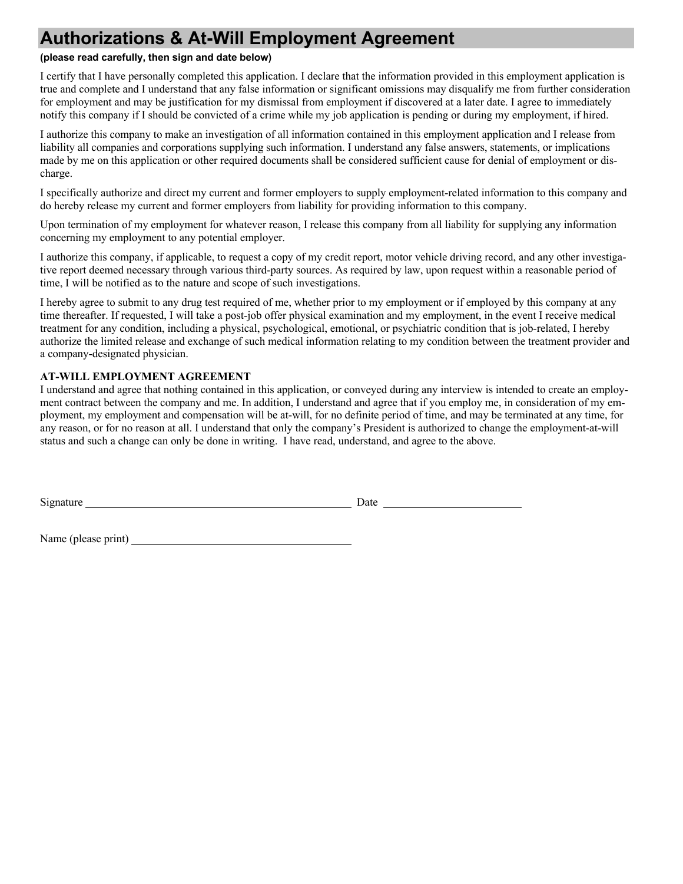# Authorizations & At-Will Employment Agreement

**(please read carefully, then sign and date below)**

I certify that I have personally completed this application. I declare that the information provided in this employment application is true and complete and I understand that any false information or significant omissions may disqualify me from further consideration for employment and may be justification for my dismissal from employment if discovered at a later date. I agree to immediately notify this company if I should be convicted of a crime while my job application is pending or during my employment, if hired.

I authorize this company to make an investigation of all information contained in this employment application and I release from liability all companies and corporations supplying such information. I understand any false answers, statements, or implications made by me on this application or other required documents shall be considered sufficient cause for denial of employment or discharge.

I specifically authorize and direct my current and former employers to supply employment-related information to this company and do hereby release my current and former employers from liability for providing information to this company.

Upon termination of my employment for whatever reason, I release this company from all liability for supplying any information concerning my employment to any potential employer.

I authorize this company, if applicable, to request a copy of my credit report, motor vehicle driving record, and any other investigative report deemed necessary through various third-party sources. As required by law, upon request within a reasonable period of time, I will be notified as to the nature and scope of such investigations.

I hereby agree to submit to any drug test required of me, whether prior to my employment or if employed by this company at any time thereafter. If requested, I will take a post-job offer physical examination and my employment, in the event I receive medical treatment for any condition, including a physical, psychological, emotional, or psychiatric condition that is job-related, I hereby authorize the limited release and exchange of such medical information relating to my condition between the treatment provider and a company-designated physician.

**AT-WILL EMPLOYMENT AGREEMENT**

I understand and agree that nothing contained in this application, or conveyed during any interview is intended to create an employment contract between the company and me. In addition, I understand and agree that if you employ me, in consideration of my employment, my employment and compensation will be at-will, for no definite period of time, and may be terminated at any time, for any reason, or for no reason at all. I understand that only the company's President is authorized to change the employment-at-will status and such a change can only be done in writing. I have read, understand, and agree to the above.

Signature ______________________________ Date ______________

Name (please print) ______________________________